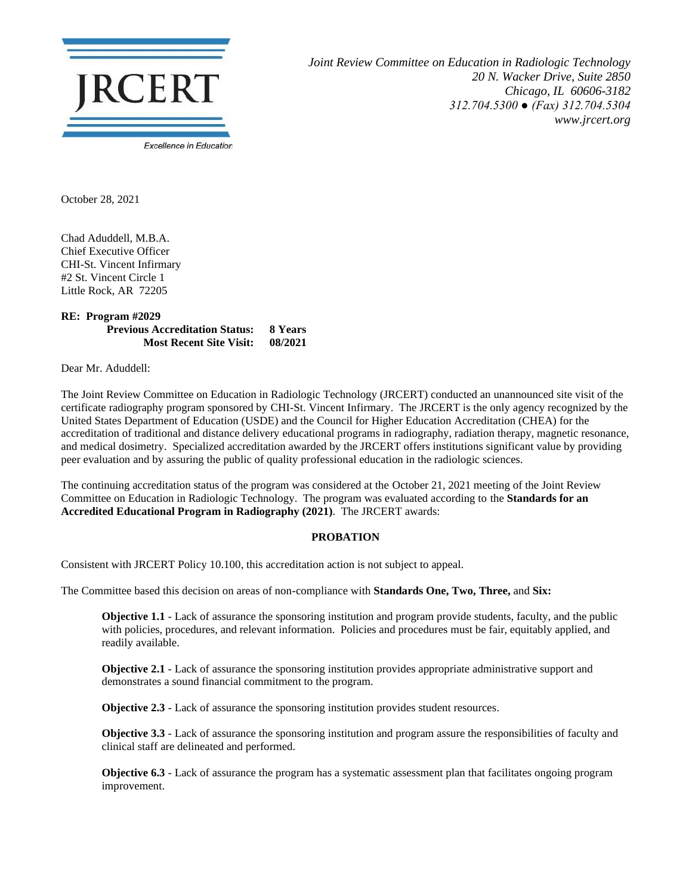JRCERT

Excellence in Education

*Joint Review Committee on Education in Radiologic Technology*
*20 N. Wacker Drive, Suite 2850*
*Chicago, IL 60606-3182*
*312.704.5300 ● (Fax) 312.704.5304*
*www.jrcert.org*

October 28, 2021

Chad Aduddell, M.B.A.
Chief Executive Officer
CHI-St. Vincent Infirmary
#2 St. Vincent Circle 1
Little Rock, AR 72205

**RE: Program #2029**
**Previous Accreditation Status: 8 Years**
**Most Recent Site Visit: 08/2021**

Dear Mr. Aduddell:

The Joint Review Committee on Education in Radiologic Technology (JRCERT) conducted an unannounced site visit of the certificate radiography program sponsored by CHI-St. Vincent Infirmary. The JRCERT is the only agency recognized by the United States Department of Education (USDE) and the Council for Higher Education Accreditation (CHEA) for the accreditation of traditional and distance delivery educational programs in radiography, radiation therapy, magnetic resonance, and medical dosimetry. Specialized accreditation awarded by the JRCERT offers institutions significant value by providing peer evaluation and by assuring the public of quality professional education in the radiologic sciences.

The continuing accreditation status of the program was considered at the October 21, 2021 meeting of the Joint Review Committee on Education in Radiologic Technology. The program was evaluated according to the **Standards for an Accredited Educational Program in Radiography (2021)**. The JRCERT awards:

**PROBATION**

Consistent with JRCERT Policy 10.100, this accreditation action is not subject to appeal.

The Committee based this decision on areas of non-compliance with **Standards One, Two, Three,** and **Six:**

**Objective 1.1** - Lack of assurance the sponsoring institution and program provide students, faculty, and the public with policies, procedures, and relevant information. Policies and procedures must be fair, equitably applied, and readily available.

**Objective 2.1** - Lack of assurance the sponsoring institution provides appropriate administrative support and demonstrates a sound financial commitment to the program.

**Objective 2.3** - Lack of assurance the sponsoring institution provides student resources.

**Objective 3.3** - Lack of assurance the sponsoring institution and program assure the responsibilities of faculty and clinical staff are delineated and performed.

**Objective 6.3** - Lack of assurance the program has a systematic assessment plan that facilitates ongoing program improvement.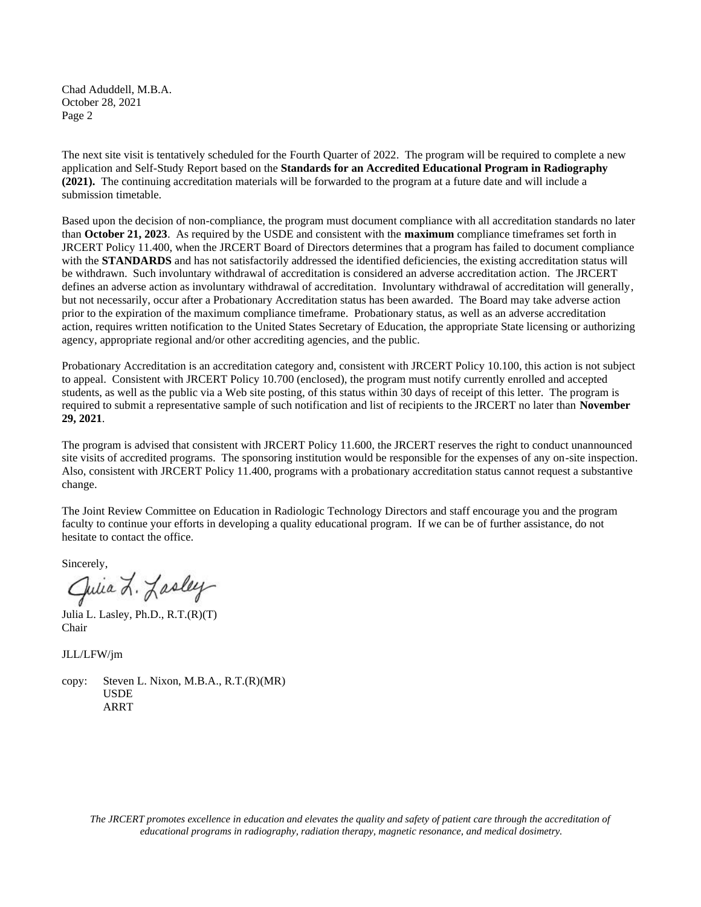Chad Aduddell, M.B.A.
October 28, 2021
Page 2

The next site visit is tentatively scheduled for the Fourth Quarter of 2022. The program will be required to complete a new application and Self-Study Report based on the **Standards for an Accredited Educational Program in Radiography (2021).** The continuing accreditation materials will be forwarded to the program at a future date and will include a submission timetable.

Based upon the decision of non-compliance, the program must document compliance with all accreditation standards no later than **October 21, 2023**. As required by the USDE and consistent with the **maximum** compliance timeframes set forth in JRCERT Policy 11.400, when the JRCERT Board of Directors determines that a program has failed to document compliance with the **STANDARDS** and has not satisfactorily addressed the identified deficiencies, the existing accreditation status will be withdrawn. Such involuntary withdrawal of accreditation is considered an adverse accreditation action. The JRCERT defines an adverse action as involuntary withdrawal of accreditation. Involuntary withdrawal of accreditation will generally, but not necessarily, occur after a Probationary Accreditation status has been awarded. The Board may take adverse action prior to the expiration of the maximum compliance timeframe. Probationary status, as well as an adverse accreditation action, requires written notification to the United States Secretary of Education, the appropriate State licensing or authorizing agency, appropriate regional and/or other accrediting agencies, and the public.

Probationary Accreditation is an accreditation category and, consistent with JRCERT Policy 10.100, this action is not subject to appeal. Consistent with JRCERT Policy 10.700 (enclosed), the program must notify currently enrolled and accepted students, as well as the public via a Web site posting, of this status within 30 days of receipt of this letter. The program is required to submit a representative sample of such notification and list of recipients to the JRCERT no later than **November 29, 2021**.

The program is advised that consistent with JRCERT Policy 11.600, the JRCERT reserves the right to conduct unannounced site visits of accredited programs. The sponsoring institution would be responsible for the expenses of any on-site inspection. Also, consistent with JRCERT Policy 11.400, programs with a probationary accreditation status cannot request a substantive change.

The Joint Review Committee on Education in Radiologic Technology Directors and staff encourage you and the program faculty to continue your efforts in developing a quality educational program. If we can be of further assistance, do not hesitate to contact the office.

Sincerely,

Julia L. Lasley

Julia L. Lasley, Ph.D., R.T.(R)(T)
Chair

JLL/LFW/jm

copy: Steven L. Nixon, M.B.A., R.T.(R)(MR)
USDE
ARRT

*The JRCERT promotes excellence in education and elevates the quality and safety of patient care through the accreditation of educational programs in radiography, radiation therapy, magnetic resonance, and medical dosimetry.*